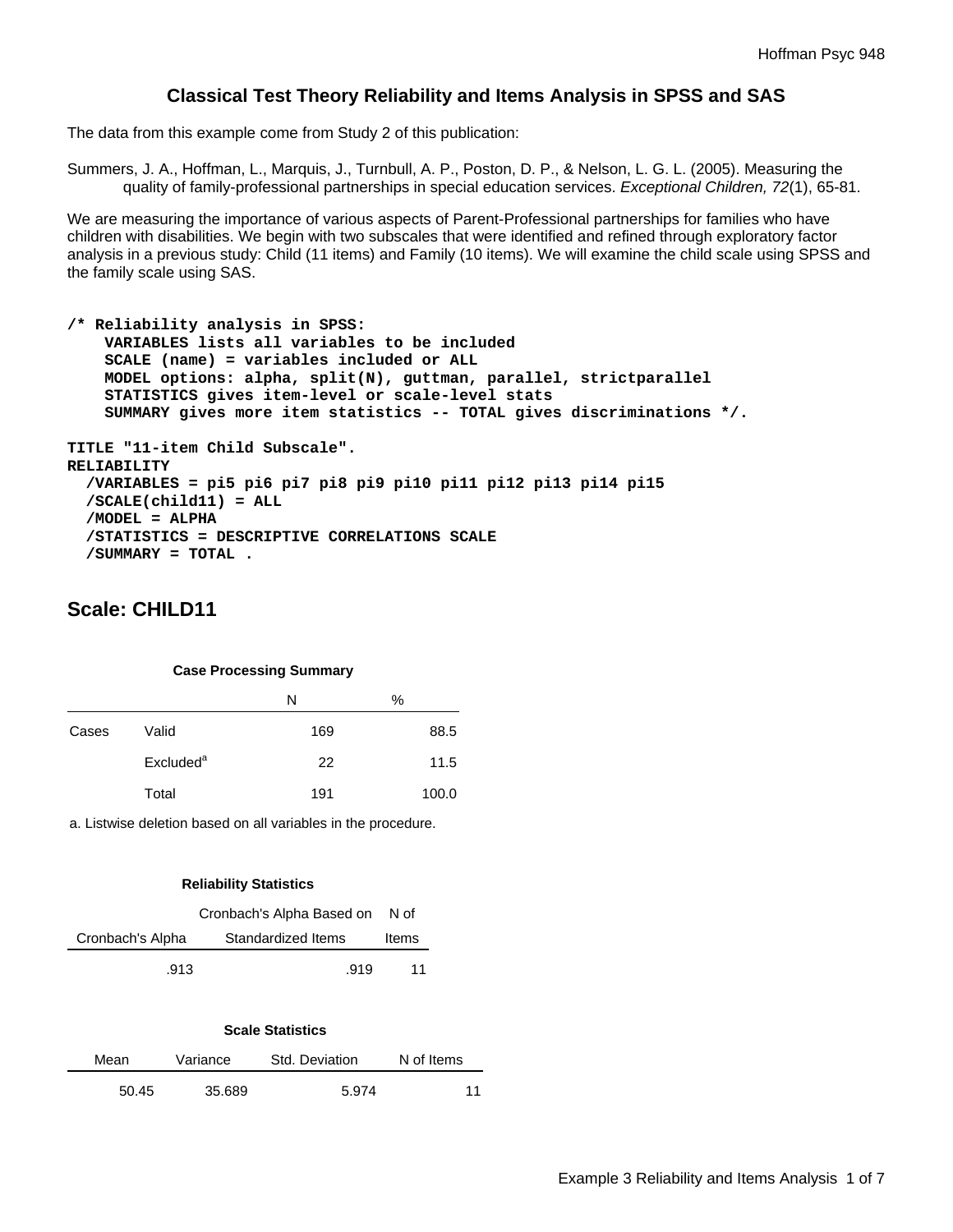# Classical Test Theory Reliability and Items Analysis in SPSS and SAS

The data from this example come from Study 2 of this publication:

Summers, J. A., Hoffman, L., Marquis, J., Turnbull, A. P., Poston, D. P., & Nelson, L. G. L. (2005). Measuring the quality of family-professional partnerships in special education services. *Exceptional Children, 72*(1), 65-81.

We are measuring the importance of various aspects of Parent-Professional partnerships for families who have children with disabilities. We begin with two subscales that were identified and refined through exploratory factor analysis in a previous study: Child (11 items) and Family (10 items). We will examine the child scale using SPSS and the family scale using SAS.

```
/* Reliability analysis in SPSS:
    VARIABLES lists all variables to be included
    SCALE (name) = variables included or ALL
    MODEL options: alpha, split(N), guttman, parallel, strictparallel
    STATISTICS gives item-level or scale-level stats
    SUMMARY gives more item statistics -- TOTAL gives discriminations */.

TITLE "11-item Child Subscale".
RELIABILITY
  /VARIABLES = pi5 pi6 pi7 pi8 pi9 pi10 pi11 pi12 pi13 pi14 pi15
  /SCALE(child11) = ALL
  /MODEL = ALPHA
  /STATISTICS = DESCRIPTIVE CORRELATIONS SCALE
  /SUMMARY = TOTAL .
```

## Scale: CHILD11

**Case Processing Summary**

| | | N | % |
|---|---|---|---|
| Cases | Valid | 169 | 88.5 |
| | Excluded[a] | 22 | 11.5 |
| | Total | 191 | 100.0 |

a. Listwise deletion based on all variables in the procedure.

**Reliability Statistics**

| Cronbach's Alpha | Cronbach's Alpha Based on Standardized Items | N of Items |
|---|---|---|
| .913 | .919 | 11 |

**Scale Statistics**

| Mean | Variance | Std. Deviation | N of Items |
|---|---|---|---|
| 50.45 | 35.689 | 5.974 | 11 |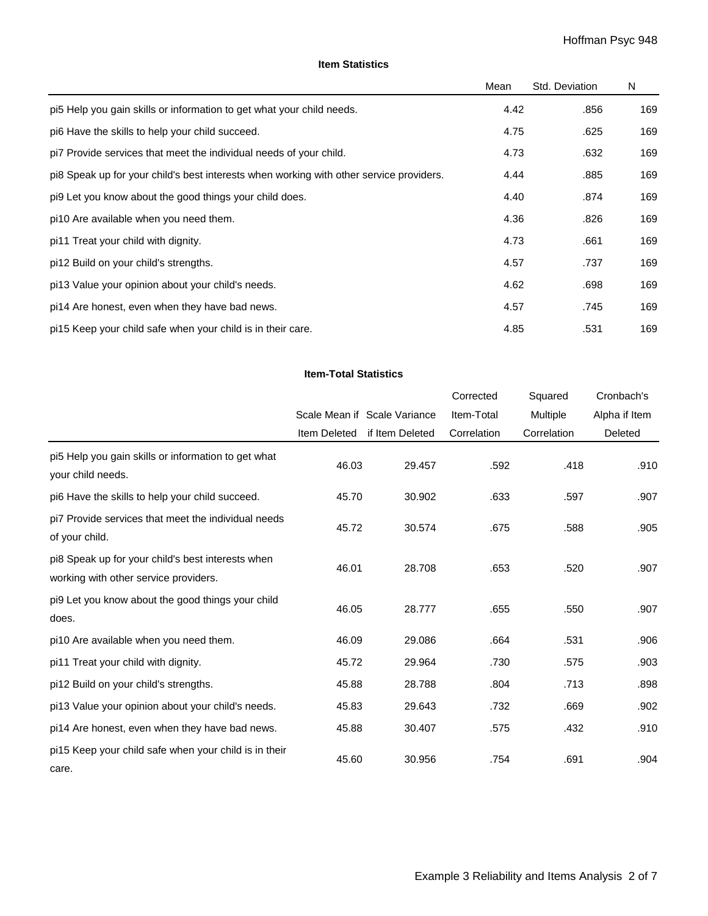**Item Statistics**

| | Mean | Std. Deviation | N |
|---|---|---|---|
| pi5 Help you gain skills or information to get what your child needs. | 4.42 | .856 | 169 |
| pi6 Have the skills to help your child succeed. | 4.75 | .625 | 169 |
| pi7 Provide services that meet the individual needs of your child. | 4.73 | .632 | 169 |
| pi8 Speak up for your child's best interests when working with other service providers. | 4.44 | .885 | 169 |
| pi9 Let you know about the good things your child does. | 4.40 | .874 | 169 |
| pi10 Are available when you need them. | 4.36 | .826 | 169 |
| pi11 Treat your child with dignity. | 4.73 | .661 | 169 |
| pi12 Build on your child's strengths. | 4.57 | .737 | 169 |
| pi13 Value your opinion about your child's needs. | 4.62 | .698 | 169 |
| pi14 Are honest, even when they have bad news. | 4.57 | .745 | 169 |
| pi15 Keep your child safe when your child is in their care. | 4.85 | .531 | 169 |

**Item-Total Statistics**

| | Scale Mean if Item Deleted | Scale Variance if Item Deleted | Corrected Item-Total Correlation | Squared Multiple Correlation | Cronbach's Alpha if Item Deleted |
|---|---|---|---|---|---|
| pi5 Help you gain skills or information to get what your child needs. | 46.03 | 29.457 | .592 | .418 | .910 |
| pi6 Have the skills to help your child succeed. | 45.70 | 30.902 | .633 | .597 | .907 |
| pi7 Provide services that meet the individual needs of your child. | 45.72 | 30.574 | .675 | .588 | .905 |
| pi8 Speak up for your child's best interests when working with other service providers. | 46.01 | 28.708 | .653 | .520 | .907 |
| pi9 Let you know about the good things your child does. | 46.05 | 28.777 | .655 | .550 | .907 |
| pi10 Are available when you need them. | 46.09 | 29.086 | .664 | .531 | .906 |
| pi11 Treat your child with dignity. | 45.72 | 29.964 | .730 | .575 | .903 |
| pi12 Build on your child's strengths. | 45.88 | 28.788 | .804 | .713 | .898 |
| pi13 Value your opinion about your child's needs. | 45.83 | 29.643 | .732 | .669 | .902 |
| pi14 Are honest, even when they have bad news. | 45.88 | 30.407 | .575 | .432 | .910 |
| pi15 Keep your child safe when your child is in their care. | 45.60 | 30.956 | .754 | .691 | .904 |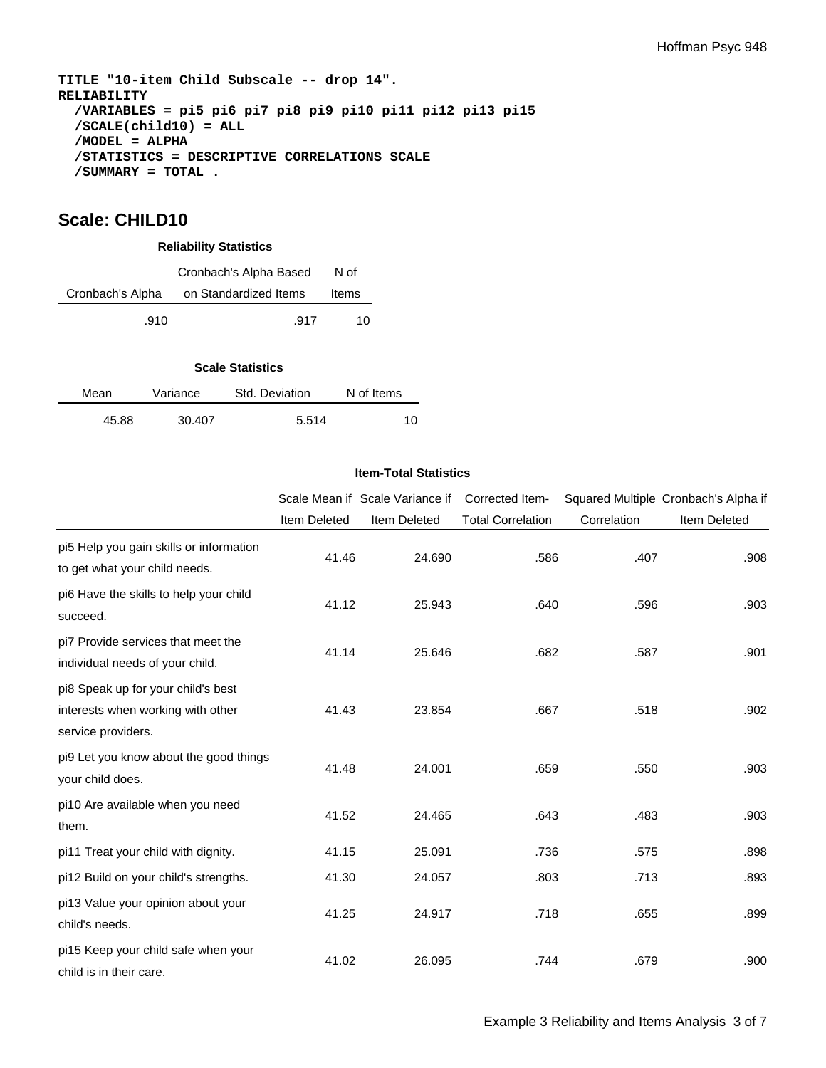```
TITLE "10-item Child Subscale -- drop 14".
RELIABILITY
  /VARIABLES = pi5 pi6 pi7 pi8 pi9 pi10 pi11 pi12 pi13 pi15
  /SCALE(child10) = ALL
  /MODEL = ALPHA
  /STATISTICS = DESCRIPTIVE CORRELATIONS SCALE
  /SUMMARY = TOTAL .
```

## Scale: CHILD10

**Reliability Statistics**

| Cronbach's Alpha | Cronbach's Alpha Based on Standardized Items | N of Items |
|---|---|---|
| .910 | .917 | 10 |

**Scale Statistics**

| Mean | Variance | Std. Deviation | N of Items |
|---|---|---|---|
| 45.88 | 30.407 | 5.514 | 10 |

**Item-Total Statistics**

| | Scale Mean if Item Deleted | Scale Variance if Item Deleted | Corrected Item-Total Correlation | Squared Multiple Correlation | Cronbach's Alpha if Item Deleted |
|---|---|---|---|---|---|
| pi5 Help you gain skills or information to get what your child needs. | 41.46 | 24.690 | .586 | .407 | .908 |
| pi6 Have the skills to help your child succeed. | 41.12 | 25.943 | .640 | .596 | .903 |
| pi7 Provide services that meet the individual needs of your child. | 41.14 | 25.646 | .682 | .587 | .901 |
| pi8 Speak up for your child's best interests when working with other service providers. | 41.43 | 23.854 | .667 | .518 | .902 |
| pi9 Let you know about the good things your child does. | 41.48 | 24.001 | .659 | .550 | .903 |
| pi10 Are available when you need them. | 41.52 | 24.465 | .643 | .483 | .903 |
| pi11 Treat your child with dignity. | 41.15 | 25.091 | .736 | .575 | .898 |
| pi12 Build on your child's strengths. | 41.30 | 24.057 | .803 | .713 | .893 |
| pi13 Value your opinion about your child's needs. | 41.25 | 24.917 | .718 | .655 | .899 |
| pi15 Keep your child safe when your child is in their care. | 41.02 | 26.095 | .744 | .679 | .900 |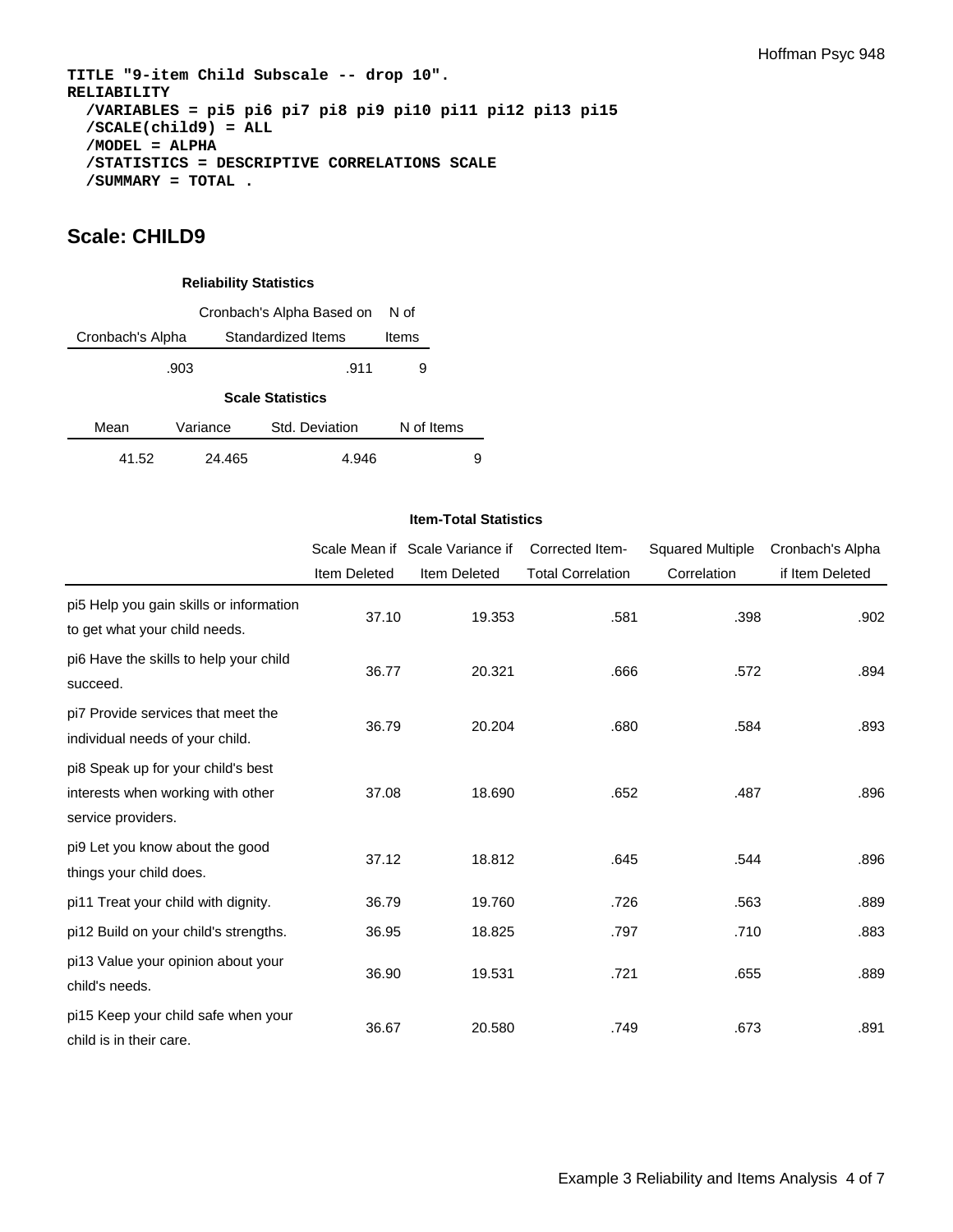```
TITLE "9-item Child Subscale -- drop 10".
RELIABILITY
  /VARIABLES = pi5 pi6 pi7 pi8 pi9 pi10 pi11 pi12 pi13 pi15
  /SCALE(child9) = ALL
  /MODEL = ALPHA
  /STATISTICS = DESCRIPTIVE CORRELATIONS SCALE
  /SUMMARY = TOTAL .
```

## Scale: CHILD9

**Reliability Statistics**

| Cronbach's Alpha | Cronbach's Alpha Based on Standardized Items | N of Items |
|---|---|---|
| .903 | .911 | 9 |

**Scale Statistics**

| Mean | Variance | Std. Deviation | N of Items |
|---|---|---|---|
| 41.52 | 24.465 | 4.946 | 9 |

**Item-Total Statistics**

| | Scale Mean if Item Deleted | Scale Variance if Item Deleted | Corrected Item-Total Correlation | Squared Multiple Correlation | Cronbach's Alpha if Item Deleted |
|---|---|---|---|---|---|
| pi5 Help you gain skills or information to get what your child needs. | 37.10 | 19.353 | .581 | .398 | .902 |
| pi6 Have the skills to help your child succeed. | 36.77 | 20.321 | .666 | .572 | .894 |
| pi7 Provide services that meet the individual needs of your child. | 36.79 | 20.204 | .680 | .584 | .893 |
| pi8 Speak up for your child's best interests when working with other service providers. | 37.08 | 18.690 | .652 | .487 | .896 |
| pi9 Let you know about the good things your child does. | 37.12 | 18.812 | .645 | .544 | .896 |
| pi11 Treat your child with dignity. | 36.79 | 19.760 | .726 | .563 | .889 |
| pi12 Build on your child's strengths. | 36.95 | 18.825 | .797 | .710 | .883 |
| pi13 Value your opinion about your child's needs. | 36.90 | 19.531 | .721 | .655 | .889 |
| pi15 Keep your child safe when your child is in their care. | 36.67 | 20.580 | .749 | .673 | .891 |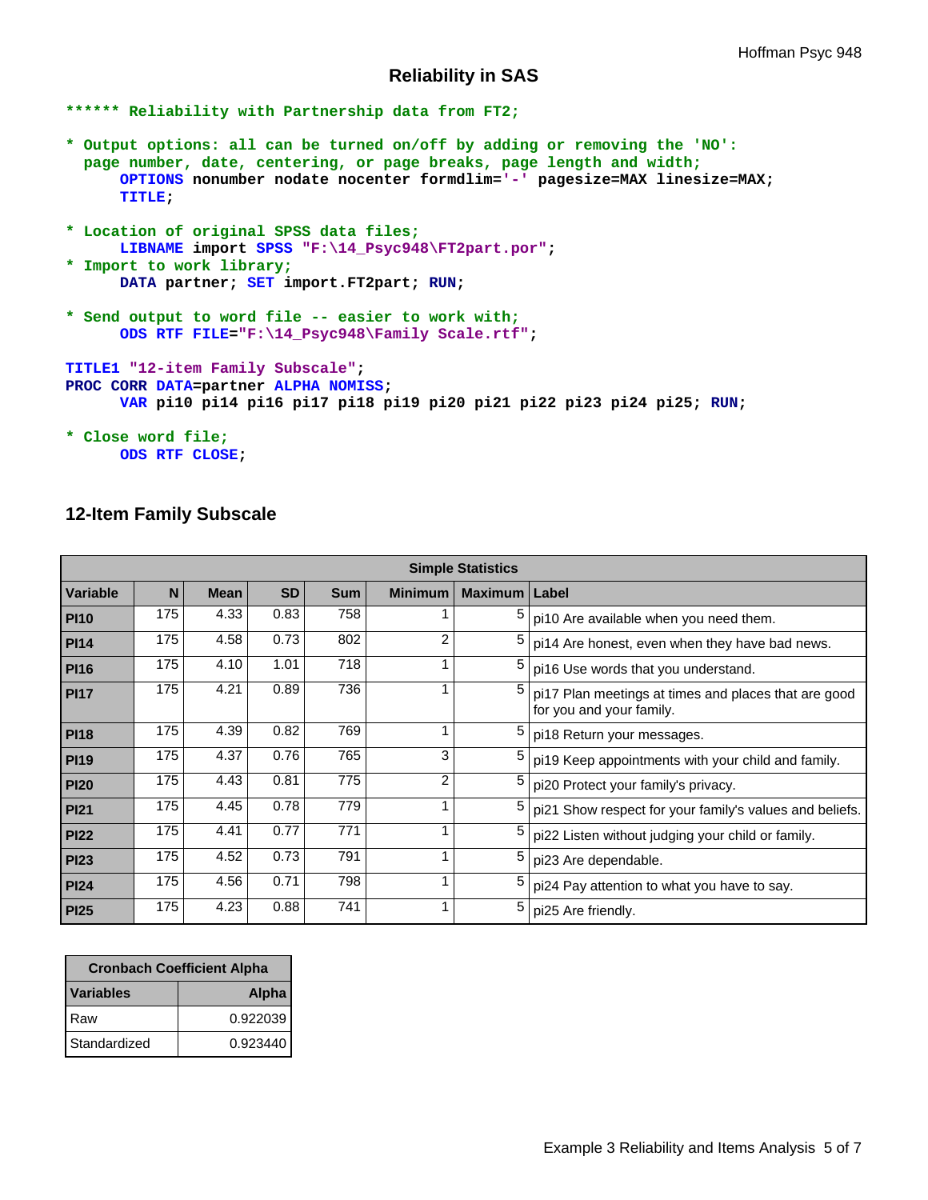## Reliability in SAS

```
****** Reliability with Partnership data from FT2;

* Output options: all can be turned on/off by adding or removing the 'NO':
  page number, date, centering, or page breaks, page length and width;
      OPTIONS nonumber nodate nocenter formdlim='-' pagesize=MAX linesize=MAX;
      TITLE;

* Location of original SPSS data files;
      LIBNAME import SPSS "F:\14_Psyc948\FT2part.por";
* Import to work library;
      DATA partner; SET import.FT2part; RUN;

* Send output to word file -- easier to work with;
      ODS RTF FILE="F:\14_Psyc948\Family Scale.rtf";

TITLE1 "12-item Family Subscale";
PROC CORR DATA=partner ALPHA NOMISS;
      VAR pi10 pi14 pi16 pi17 pi18 pi19 pi20 pi21 pi22 pi23 pi24 pi25; RUN;

* Close word file;
      ODS RTF CLOSE;
```

### 12-Item Family Subscale

| Simple Statistics | | | | | | | |
|---|---|---|---|---|---|---|---|
| **Variable** | **N** | **Mean** | **SD** | **Sum** | **Minimum** | **Maximum** | **Label** |
| **PI10** | 175 | 4.33 | 0.83 | 758 | 1 | 5 | pi10 Are available when you need them. |
| **PI14** | 175 | 4.58 | 0.73 | 802 | 2 | 5 | pi14 Are honest, even when they have bad news. |
| **PI16** | 175 | 4.10 | 1.01 | 718 | 1 | 5 | pi16 Use words that you understand. |
| **PI17** | 175 | 4.21 | 0.89 | 736 | 1 | 5 | pi17 Plan meetings at times and places that are good for you and your family. |
| **PI18** | 175 | 4.39 | 0.82 | 769 | 1 | 5 | pi18 Return your messages. |
| **PI19** | 175 | 4.37 | 0.76 | 765 | 3 | 5 | pi19 Keep appointments with your child and family. |
| **PI20** | 175 | 4.43 | 0.81 | 775 | 2 | 5 | pi20 Protect your family's privacy. |
| **PI21** | 175 | 4.45 | 0.78 | 779 | 1 | 5 | pi21 Show respect for your family's values and beliefs. |
| **PI22** | 175 | 4.41 | 0.77 | 771 | 1 | 5 | pi22 Listen without judging your child or family. |
| **PI23** | 175 | 4.52 | 0.73 | 791 | 1 | 5 | pi23 Are dependable. |
| **PI24** | 175 | 4.56 | 0.71 | 798 | 1 | 5 | pi24 Pay attention to what you have to say. |
| **PI25** | 175 | 4.23 | 0.88 | 741 | 1 | 5 | pi25 Are friendly. |

| Cronbach Coefficient Alpha | |
|---|---|
| **Variables** | **Alpha** |
| Raw | 0.922039 |
| Standardized | 0.923440 |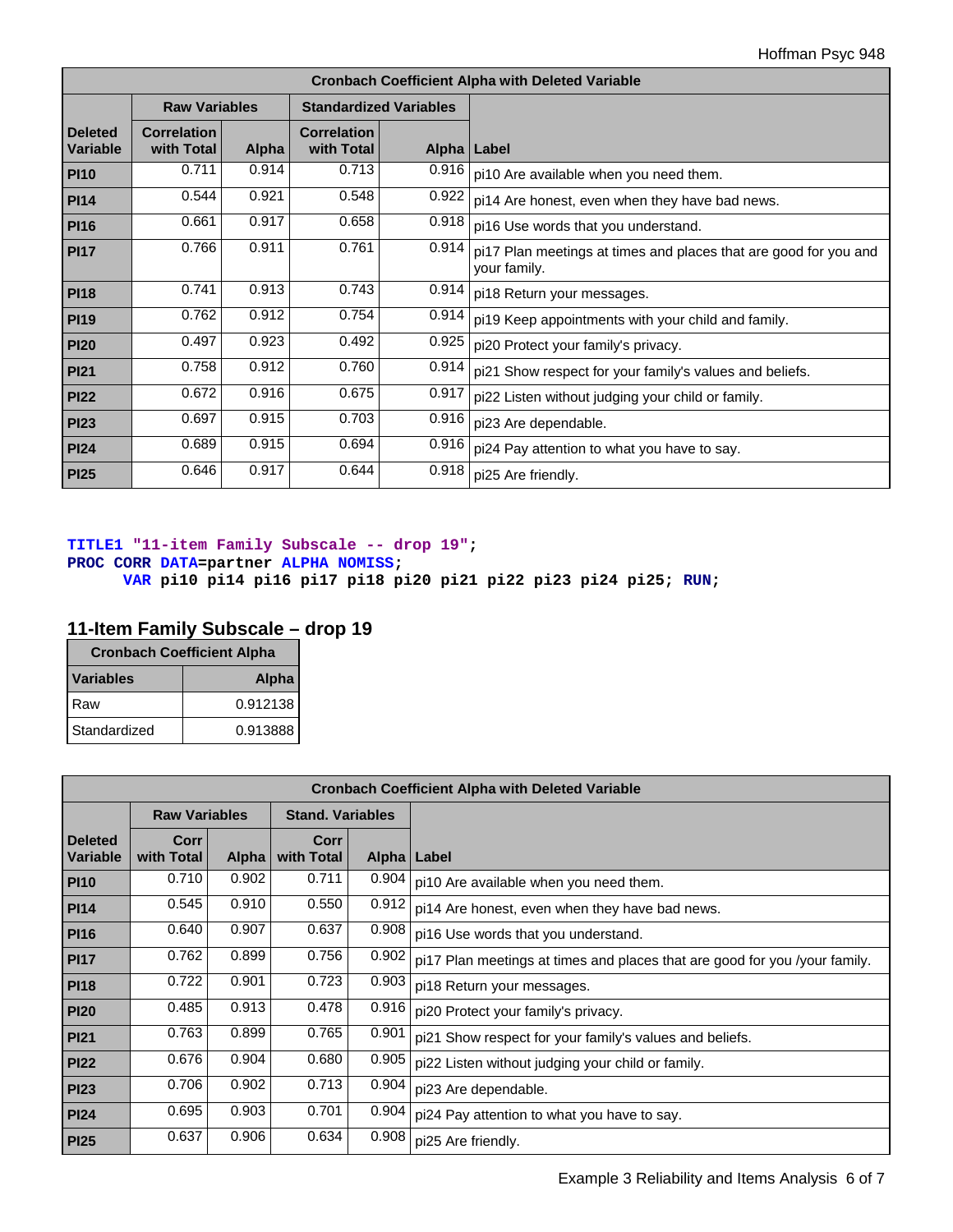| Cronbach Coefficient Alpha with Deleted Variable | | | | | |
|---|---|---|---|---|---|
| | Raw Variables | | Standardized Variables | | |
| Deleted Variable | Correlation with Total | Alpha | Correlation with Total | Alpha | Label |
| PI10 | 0.711 | 0.914 | 0.713 | 0.916 | pi10 Are available when you need them. |
| PI14 | 0.544 | 0.921 | 0.548 | 0.922 | pi14 Are honest, even when they have bad news. |
| PI16 | 0.661 | 0.917 | 0.658 | 0.918 | pi16 Use words that you understand. |
| PI17 | 0.766 | 0.911 | 0.761 | 0.914 | pi17 Plan meetings at times and places that are good for you and your family. |
| PI18 | 0.741 | 0.913 | 0.743 | 0.914 | pi18 Return your messages. |
| PI19 | 0.762 | 0.912 | 0.754 | 0.914 | pi19 Keep appointments with your child and family. |
| PI20 | 0.497 | 0.923 | 0.492 | 0.925 | pi20 Protect your family's privacy. |
| PI21 | 0.758 | 0.912 | 0.760 | 0.914 | pi21 Show respect for your family's values and beliefs. |
| PI22 | 0.672 | 0.916 | 0.675 | 0.917 | pi22 Listen without judging your child or family. |
| PI23 | 0.697 | 0.915 | 0.703 | 0.916 | pi23 Are dependable. |
| PI24 | 0.689 | 0.915 | 0.694 | 0.916 | pi24 Pay attention to what you have to say. |
| PI25 | 0.646 | 0.917 | 0.644 | 0.918 | pi25 Are friendly. |

```
TITLE1 "11-item Family Subscale -- drop 19";
PROC CORR DATA=partner ALPHA NOMISS;
      VAR pi10 pi14 pi16 pi17 pi18 pi20 pi21 pi22 pi23 pi24 pi25; RUN;
```

## 11-Item Family Subscale – drop 19

| Cronbach Coefficient Alpha | |
|---|---|
| Variables | Alpha |
| Raw | 0.912138 |
| Standardized | 0.913888 |

| Cronbach Coefficient Alpha with Deleted Variable | | | | | |
|---|---|---|---|---|---|
| | Raw Variables | | Stand. Variables | | |
| Deleted Variable | Corr with Total | Alpha | Corr with Total | Alpha | Label |
| PI10 | 0.710 | 0.902 | 0.711 | 0.904 | pi10 Are available when you need them. |
| PI14 | 0.545 | 0.910 | 0.550 | 0.912 | pi14 Are honest, even when they have bad news. |
| PI16 | 0.640 | 0.907 | 0.637 | 0.908 | pi16 Use words that you understand. |
| PI17 | 0.762 | 0.899 | 0.756 | 0.902 | pi17 Plan meetings at times and places that are good for you /your family. |
| PI18 | 0.722 | 0.901 | 0.723 | 0.903 | pi18 Return your messages. |
| PI20 | 0.485 | 0.913 | 0.478 | 0.916 | pi20 Protect your family's privacy. |
| PI21 | 0.763 | 0.899 | 0.765 | 0.901 | pi21 Show respect for your family's values and beliefs. |
| PI22 | 0.676 | 0.904 | 0.680 | 0.905 | pi22 Listen without judging your child or family. |
| PI23 | 0.706 | 0.902 | 0.713 | 0.904 | pi23 Are dependable. |
| PI24 | 0.695 | 0.903 | 0.701 | 0.904 | pi24 Pay attention to what you have to say. |
| PI25 | 0.637 | 0.906 | 0.634 | 0.908 | pi25 Are friendly. |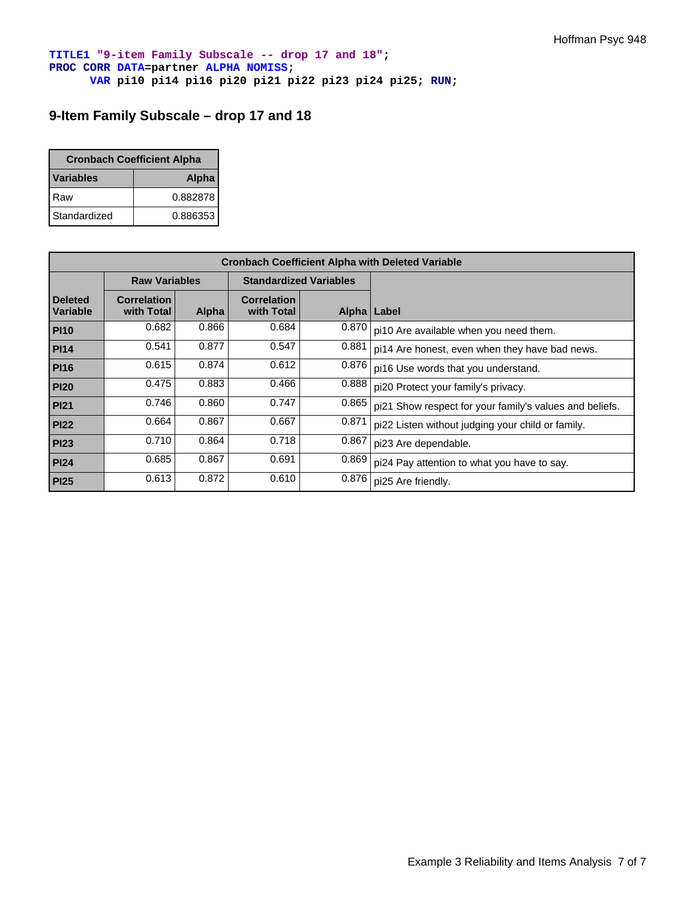```
TITLE1 "9-item Family Subscale -- drop 17 and 18";
PROC CORR DATA=partner ALPHA NOMISS;
      VAR pi10 pi14 pi16 pi20 pi21 pi22 pi23 pi24 pi25; RUN;
```

## 9-Item Family Subscale – drop 17 and 18

| Cronbach Coefficient Alpha | |
|---|---|
| **Variables** | **Alpha** |
| Raw | 0.882878 |
| Standardized | 0.886353 |

| Cronbach Coefficient Alpha with Deleted Variable | | | | | |
|---|---|---|---|---|---|
| | Raw Variables | | Standardized Variables | | |
| Deleted Variable | Correlation with Total | Alpha | Correlation with Total | Alpha | Label |
| **PI10** | 0.682 | 0.866 | 0.684 | 0.870 | pi10 Are available when you need them. |
| **PI14** | 0.541 | 0.877 | 0.547 | 0.881 | pi14 Are honest, even when they have bad news. |
| **PI16** | 0.615 | 0.874 | 0.612 | 0.876 | pi16 Use words that you understand. |
| **PI20** | 0.475 | 0.883 | 0.466 | 0.888 | pi20 Protect your family's privacy. |
| **PI21** | 0.746 | 0.860 | 0.747 | 0.865 | pi21 Show respect for your family's values and beliefs. |
| **PI22** | 0.664 | 0.867 | 0.667 | 0.871 | pi22 Listen without judging your child or family. |
| **PI23** | 0.710 | 0.864 | 0.718 | 0.867 | pi23 Are dependable. |
| **PI24** | 0.685 | 0.867 | 0.691 | 0.869 | pi24 Pay attention to what you have to say. |
| **PI25** | 0.613 | 0.872 | 0.610 | 0.876 | pi25 Are friendly. |